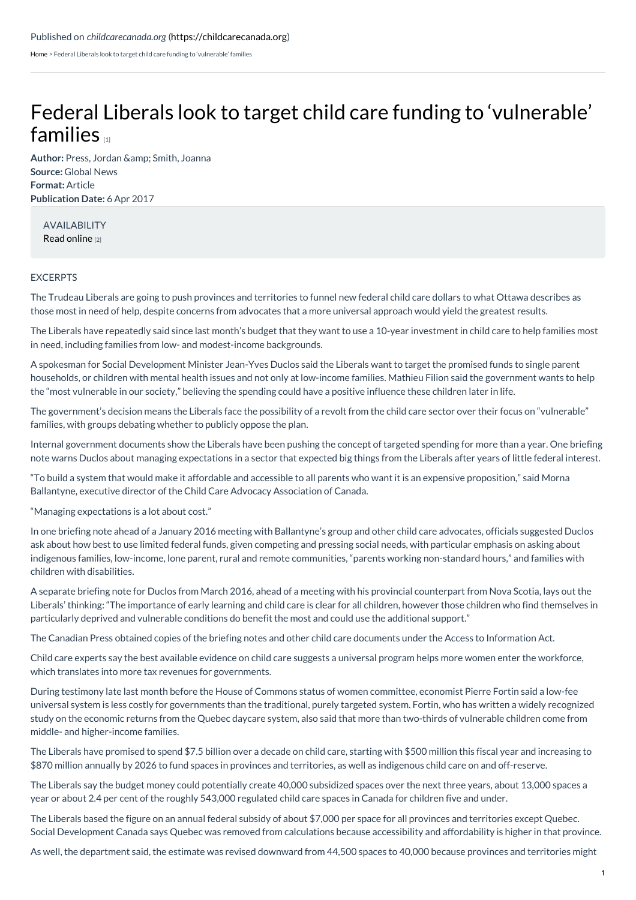Published on *childcarecanada.org* (https://childcarecanada.org)

Home > Federal Liberals look to target child care funding to 'vulnerable' families

# Federal Liberals look to target child care funding to 'vulnerable' families [1]

**Author:** Press, Jordan &amp; Smith, Joanna
**Source:** Global News
**Format:** Article
**Publication Date:** 6 Apr 2017

AVAILABILITY
Read online [2]

EXCERPTS

The Trudeau Liberals are going to push provinces and territories to funnel new federal child care dollars to what Ottawa describes as those most in need of help, despite concerns from advocates that a more universal approach would yield the greatest results.

The Liberals have repeatedly said since last month's budget that they want to use a 10-year investment in child care to help families most in need, including families from low- and modest-income backgrounds.

A spokesman for Social Development Minister Jean-Yves Duclos said the Liberals want to target the promised funds to single parent households, or children with mental health issues and not only at low-income families. Mathieu Filion said the government wants to help the "most vulnerable in our society," believing the spending could have a positive influence these children later in life.

The government's decision means the Liberals face the possibility of a revolt from the child care sector over their focus on "vulnerable" families, with groups debating whether to publicly oppose the plan.

Internal government documents show the Liberals have been pushing the concept of targeted spending for more than a year. One briefing note warns Duclos about managing expectations in a sector that expected big things from the Liberals after years of little federal interest.

"To build a system that would make it affordable and accessible to all parents who want it is an expensive proposition," said Morna Ballantyne, executive director of the Child Care Advocacy Association of Canada.

"Managing expectations is a lot about cost."

In one briefing note ahead of a January 2016 meeting with Ballantyne's group and other child care advocates, officials suggested Duclos ask about how best to use limited federal funds, given competing and pressing social needs, with particular emphasis on asking about indigenous families, low-income, lone parent, rural and remote communities, "parents working non-standard hours," and families with children with disabilities.

A separate briefing note for Duclos from March 2016, ahead of a meeting with his provincial counterpart from Nova Scotia, lays out the Liberals' thinking: "The importance of early learning and child care is clear for all children, however those children who find themselves in particularly deprived and vulnerable conditions do benefit the most and could use the additional support."

The Canadian Press obtained copies of the briefing notes and other child care documents under the Access to Information Act.

Child care experts say the best available evidence on child care suggests a universal program helps more women enter the workforce, which translates into more tax revenues for governments.

During testimony late last month before the House of Commons status of women committee, economist Pierre Fortin said a low-fee universal system is less costly for governments than the traditional, purely targeted system. Fortin, who has written a widely recognized study on the economic returns from the Quebec daycare system, also said that more than two-thirds of vulnerable children come from middle- and higher-income families.

The Liberals have promised to spend $7.5 billion over a decade on child care, starting with $500 million this fiscal year and increasing to $870 million annually by 2026 to fund spaces in provinces and territories, as well as indigenous child care on and off-reserve.

The Liberals say the budget money could potentially create 40,000 subsidized spaces over the next three years, about 13,000 spaces a year or about 2.4 per cent of the roughly 543,000 regulated child care spaces in Canada for children five and under.

The Liberals based the figure on an annual federal subsidy of about $7,000 per space for all provinces and territories except Quebec. Social Development Canada says Quebec was removed from calculations because accessibility and affordability is higher in that province.

As well, the department said, the estimate was revised downward from 44,500 spaces to 40,000 because provinces and territories might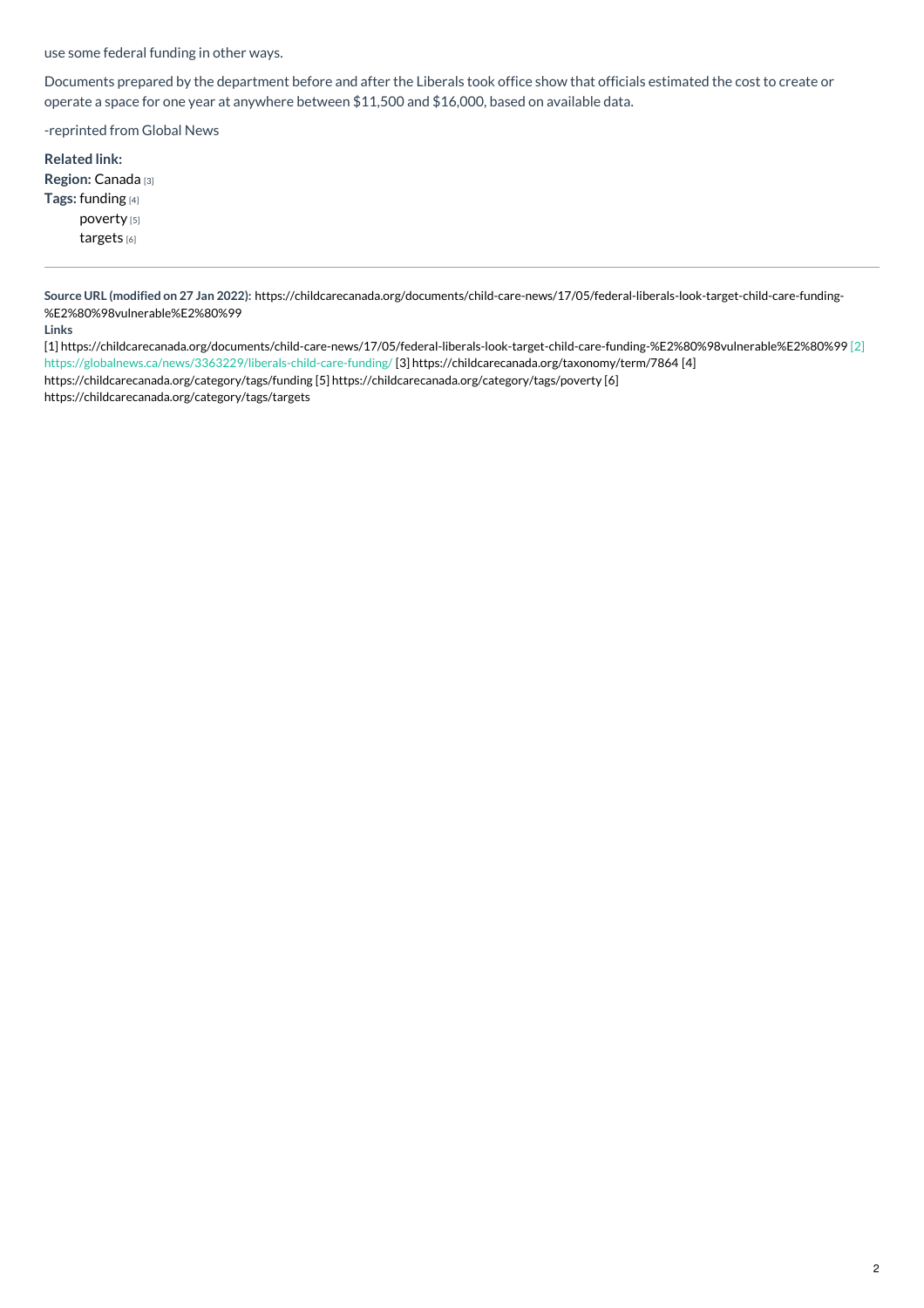use some federal funding in other ways.

Documents prepared by the department before and after the Liberals took office show that officials estimated the cost to create or operate a space for one year at anywhere between $11,500 and $16,000, based on available data.

-reprinted from Global News

**Related link:**
**Region:** Canada [3]
**Tags:** funding [4]
poverty [5]
targets [6]

---

**Source URL (modified on 27 Jan 2022):** https://childcarecanada.org/documents/child-care-news/17/05/federal-liberals-look-target-child-care-funding-%E2%80%98vulnerable%E2%80%99

**Links**
[1] https://childcarecanada.org/documents/child-care-news/17/05/federal-liberals-look-target-child-care-funding-%E2%80%98vulnerable%E2%80%99 [2] https://globalnews.ca/news/3363229/liberals-child-care-funding/ [3] https://childcarecanada.org/taxonomy/term/7864 [4] https://childcarecanada.org/category/tags/funding [5] https://childcarecanada.org/category/tags/poverty [6] https://childcarecanada.org/category/tags/targets